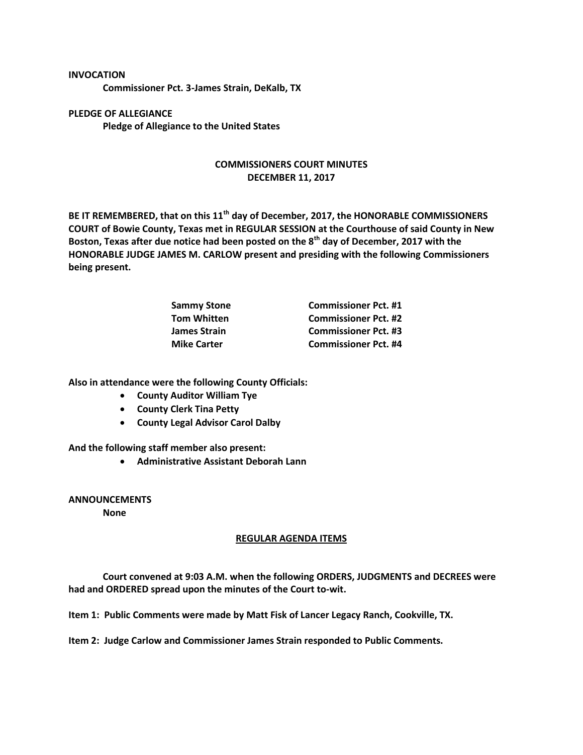**INVOCATION**

**Commissioner Pct. 3-James Strain, DeKalb, TX**

**PLEDGE OF ALLEGIANCE**

**Pledge of Allegiance to the United States**

**COMMISSIONERS COURT MINUTES**
**DECEMBER 11, 2017**

**BE IT REMEMBERED, that on this 11th day of December, 2017, the HONORABLE COMMISSIONERS COURT of Bowie County, Texas met in REGULAR SESSION at the Courthouse of said County in New Boston, Texas after due notice had been posted on the 8th day of December, 2017 with the HONORABLE JUDGE JAMES M. CARLOW present and presiding with the following Commissioners being present.**

| | |
|---|---|
| **Sammy Stone** | **Commissioner Pct. #1** |
| **Tom Whitten** | **Commissioner Pct. #2** |
| **James Strain** | **Commissioner Pct. #3** |
| **Mike Carter** | **Commissioner Pct. #4** |

**Also in attendance were the following County Officials:**

- **County Auditor William Tye**
- **County Clerk Tina Petty**
- **County Legal Advisor Carol Dalby**

**And the following staff member also present:**

- **Administrative Assistant Deborah Lann**

**ANNOUNCEMENTS**

**None**

**REGULAR AGENDA ITEMS**

**Court convened at 9:03 A.M. when the following ORDERS, JUDGMENTS and DECREES were had and ORDERED spread upon the minutes of the Court to-wit.**

**Item 1: Public Comments were made by Matt Fisk of Lancer Legacy Ranch, Cookville, TX.**

**Item 2: Judge Carlow and Commissioner James Strain responded to Public Comments.**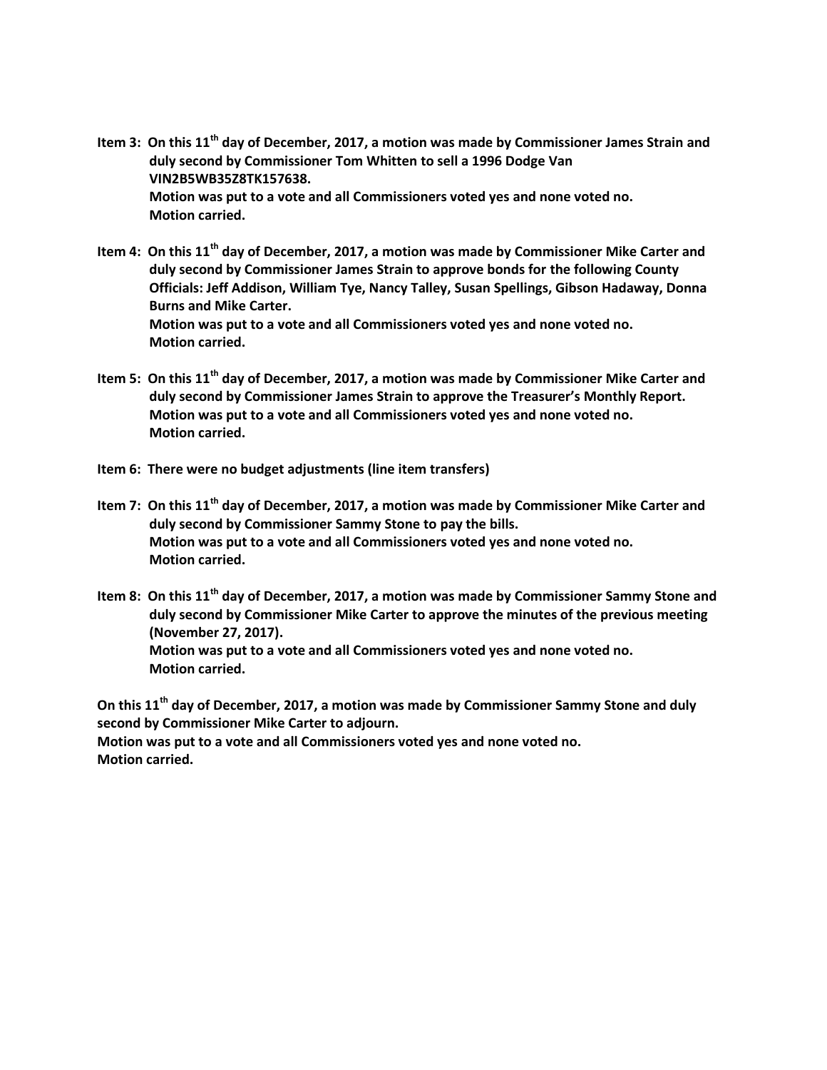**Item 3: On this 11th day of December, 2017, a motion was made by Commissioner James Strain and duly second by Commissioner Tom Whitten to sell a 1996 Dodge Van VIN2B5WB35Z8TK157638.**
**Motion was put to a vote and all Commissioners voted yes and none voted no.**
**Motion carried.**

**Item 4: On this 11th day of December, 2017, a motion was made by Commissioner Mike Carter and duly second by Commissioner James Strain to approve bonds for the following County Officials: Jeff Addison, William Tye, Nancy Talley, Susan Spellings, Gibson Hadaway, Donna Burns and Mike Carter.**
**Motion was put to a vote and all Commissioners voted yes and none voted no.**
**Motion carried.**

**Item 5: On this 11th day of December, 2017, a motion was made by Commissioner Mike Carter and duly second by Commissioner James Strain to approve the Treasurer's Monthly Report.**
**Motion was put to a vote and all Commissioners voted yes and none voted no.**
**Motion carried.**

**Item 6: There were no budget adjustments (line item transfers)**

**Item 7: On this 11th day of December, 2017, a motion was made by Commissioner Mike Carter and duly second by Commissioner Sammy Stone to pay the bills.**
**Motion was put to a vote and all Commissioners voted yes and none voted no.**
**Motion carried.**

**Item 8: On this 11th day of December, 2017, a motion was made by Commissioner Sammy Stone and duly second by Commissioner Mike Carter to approve the minutes of the previous meeting (November 27, 2017).**
**Motion was put to a vote and all Commissioners voted yes and none voted no.**
**Motion carried.**

**On this 11th day of December, 2017, a motion was made by Commissioner Sammy Stone and duly second by Commissioner Mike Carter to adjourn.**
**Motion was put to a vote and all Commissioners voted yes and none voted no.**
**Motion carried.**